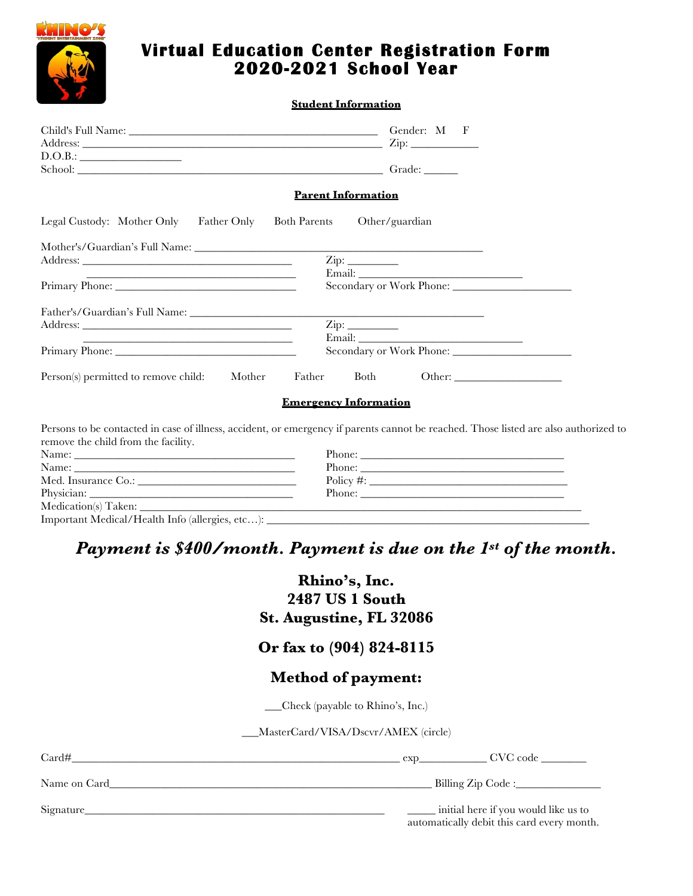# Virtual Education Center Registration Form
# 2020-2021 School Year

## Student Information

Child's Full Name: ____________________________________________ Gender: M F
Address: _____________________________________________________ Zip: ___________
D.O.B.: __________________
School: ______________________________________________________ Grade: ______

## Parent Information

Legal Custody: Mother Only Father Only Both Parents Other/guardian

Mother's/Guardian's Full Name: ____________________________________________________
Address: ______________________________________ Zip: _________
______________________________________ Email: ______________________________
Primary Phone: ________________________________ Secondary or Work Phone: _____________________

Father's/Guardian's Full Name: ____________________________________________________
Address: ______________________________________ Zip: _________
______________________________________ Email: ______________________________
Primary Phone: ________________________________ Secondary or Work Phone: _____________________

Person(s) permitted to remove child: Mother Father Both Other: ___________________

## Emergency Information

Persons to be contacted in case of illness, accident, or emergency if parents cannot be reached. Those listed are also authorized to remove the child from the facility.

Name: ________________________________________ Phone: _____________________________________
Name: ________________________________________ Phone: _____________________________________
Med. Insurance Co.: ____________________________ Policy #: ___________________________________
Physician: ____________________________________ Phone: _____________________________________
Medication(s) Taken: _____________________________________________________________________________
Important Medical/Health Info (allergies, etc…): ___________________________________________________

***Payment is $400/month. Payment is due on the 1st of the month.***

**Rhino's, Inc.**
**2487 US 1 South**
**St. Augustine, FL 32086**

**Or fax to (904) 824-8115**

**Method of payment:**

___Check (payable to Rhino's, Inc.)

___MasterCard/VISA/Dscvr/AMEX (circle)

Card#__________________________________________________________ exp____________ CVC code ________

Name on Card____________________________________________________________ Billing Zip Code :_______________

Signature_______________________________________________________ _____ initial here if you would like us to automatically debit this card every month.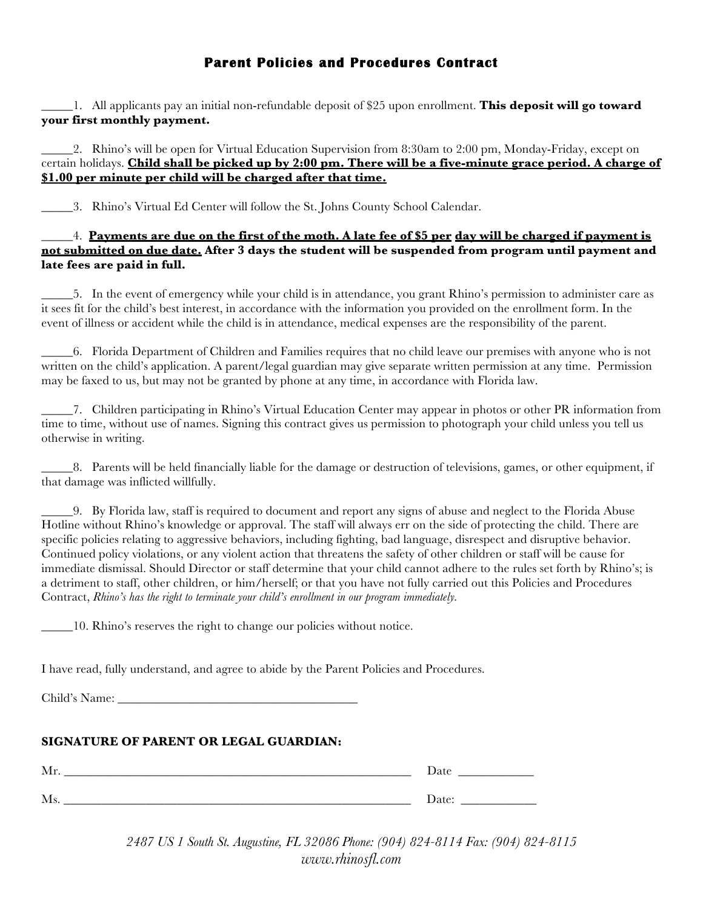# Parent Policies and Procedures Contract

_____1. All applicants pay an initial non-refundable deposit of $25 upon enrollment. **This deposit will go toward your first monthly payment.**

_____2. Rhino's will be open for Virtual Education Supervision from 8:30am to 2:00 pm, Monday-Friday, except on certain holidays. **<u>Child shall be picked up by 2:00 pm. There will be a five-minute grace period. A charge of $1.00 per minute per child will be charged after that time.</u>**

_____3. Rhino's Virtual Ed Center will follow the St. Johns County School Calendar.

_____4. **<u>Payments are due on the first of the moth. A late fee of $5 per day will be charged if payment is not submitted on due date.</u> After 3 days the student will be suspended from program until payment and late fees are paid in full.**

_____5. In the event of emergency while your child is in attendance, you grant Rhino's permission to administer care as it sees fit for the child's best interest, in accordance with the information you provided on the enrollment form. In the event of illness or accident while the child is in attendance, medical expenses are the responsibility of the parent.

_____6. Florida Department of Children and Families requires that no child leave our premises with anyone who is not written on the child's application. A parent/legal guardian may give separate written permission at any time. Permission may be faxed to us, but may not be granted by phone at any time, in accordance with Florida law.

_____7. Children participating in Rhino's Virtual Education Center may appear in photos or other PR information from time to time, without use of names. Signing this contract gives us permission to photograph your child unless you tell us otherwise in writing.

_____8. Parents will be held financially liable for the damage or destruction of televisions, games, or other equipment, if that damage was inflicted willfully.

_____9. By Florida law, staff is required to document and report any signs of abuse and neglect to the Florida Abuse Hotline without Rhino's knowledge or approval. The staff will always err on the side of protecting the child. There are specific policies relating to aggressive behaviors, including fighting, bad language, disrespect and disruptive behavior. Continued policy violations, or any violent action that threatens the safety of other children or staff will be cause for immediate dismissal. Should Director or staff determine that your child cannot adhere to the rules set forth by Rhino's; is a detriment to staff, other children, or him/herself; or that you have not fully carried out this Policies and Procedures Contract, *Rhino's has the right to terminate your child's enrollment in our program immediately.*

_____10. Rhino's reserves the right to change our policies without notice.

I have read, fully understand, and agree to abide by the Parent Policies and Procedures.

Child's Name: ______________________________________

**SIGNATURE OF PARENT OR LEGAL GUARDIAN:**

Mr. ______________________________________________________ Date ___________

Ms. ______________________________________________________ Date: ___________

*2487 US 1 South St. Augustine, FL 32086 Phone: (904) 824-8114 Fax: (904) 824-8115*
*www.rhinosfl.com*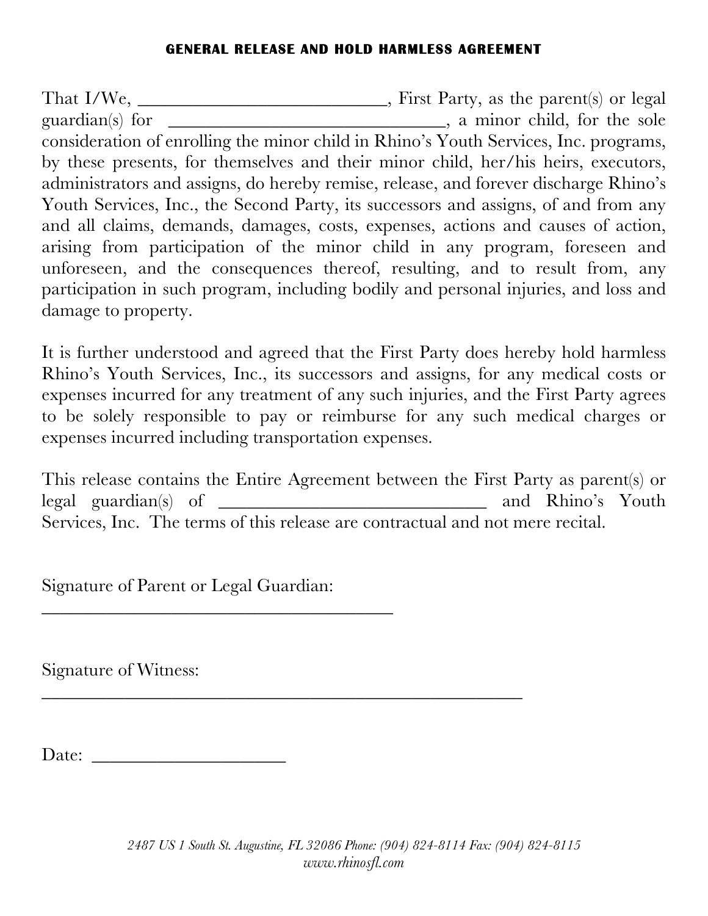## GENERAL RELEASE AND HOLD HARMLESS AGREEMENT

That I/We, ___________________________, First Party, as the parent(s) or legal guardian(s) for ______________________________, a minor child, for the sole consideration of enrolling the minor child in Rhino's Youth Services, Inc. programs, by these presents, for themselves and their minor child, her/his heirs, executors, administrators and assigns, do hereby remise, release, and forever discharge Rhino's Youth Services, Inc., the Second Party, its successors and assigns, of and from any and all claims, demands, damages, costs, expenses, actions and causes of action, arising from participation of the minor child in any program, foreseen and unforeseen, and the consequences thereof, resulting, and to result from, any participation in such program, including bodily and personal injuries, and loss and damage to property.

It is further understood and agreed that the First Party does hereby hold harmless Rhino's Youth Services, Inc., its successors and assigns, for any medical costs or expenses incurred for any treatment of any such injuries, and the First Party agrees to be solely responsible to pay or reimburse for any such medical charges or expenses incurred including transportation expenses.

This release contains the Entire Agreement between the First Party as parent(s) or legal guardian(s) of ______________________________ and Rhino's Youth Services, Inc. The terms of this release are contractual and not mere recital.

Signature of Parent or Legal Guardian:
________________________________________

Signature of Witness:
_______________________________________________________

Date: _____________________

*2487 US 1 South St. Augustine, FL 32086 Phone: (904) 824-8114 Fax: (904) 824-8115*
*www.rhinosfl.com*